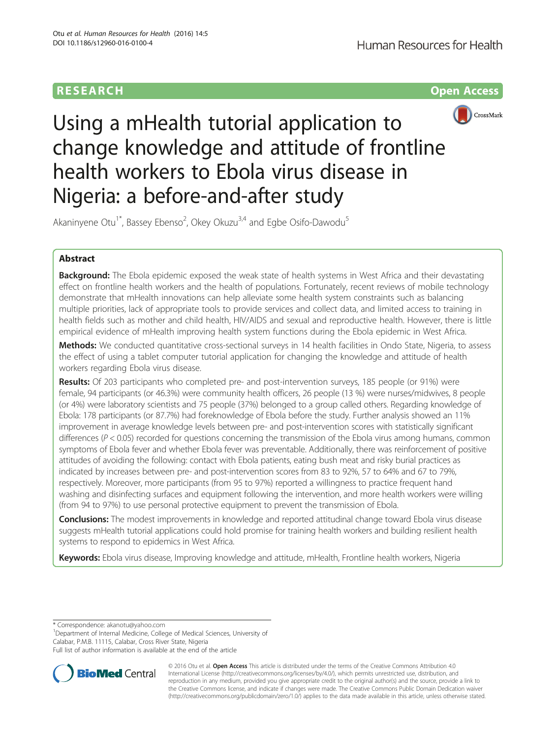RESEARCH

Open Access

# Using a mHealth tutorial application to change knowledge and attitude of frontline health workers to Ebola virus disease in Nigeria: a before-and-after study

Akaninyene Otu[1*], Bassey Ebenso[2], Okey Okuzu[3,4] and Egbe Osifo-Dawodu[5]

## Abstract

**Background:** The Ebola epidemic exposed the weak state of health systems in West Africa and their devastating effect on frontline health workers and the health of populations. Fortunately, recent reviews of mobile technology demonstrate that mHealth innovations can help alleviate some health system constraints such as balancing multiple priorities, lack of appropriate tools to provide services and collect data, and limited access to training in health fields such as mother and child health, HIV/AIDS and sexual and reproductive health. However, there is little empirical evidence of mHealth improving health system functions during the Ebola epidemic in West Africa.

**Methods:** We conducted quantitative cross-sectional surveys in 14 health facilities in Ondo State, Nigeria, to assess the effect of using a tablet computer tutorial application for changing the knowledge and attitude of health workers regarding Ebola virus disease.

**Results:** Of 203 participants who completed pre- and post-intervention surveys, 185 people (or 91%) were female, 94 participants (or 46.3%) were community health officers, 26 people (13 %) were nurses/midwives, 8 people (or 4%) were laboratory scientists and 75 people (37%) belonged to a group called others. Regarding knowledge of Ebola: 178 participants (or 87.7%) had foreknowledge of Ebola before the study. Further analysis showed an 11% improvement in average knowledge levels between pre- and post-intervention scores with statistically significant differences ($P < 0.05$) recorded for questions concerning the transmission of the Ebola virus among humans, common symptoms of Ebola fever and whether Ebola fever was preventable. Additionally, there was reinforcement of positive attitudes of avoiding the following: contact with Ebola patients, eating bush meat and risky burial practices as indicated by increases between pre- and post-intervention scores from 83 to 92%, 57 to 64% and 67 to 79%, respectively. Moreover, more participants (from 95 to 97%) reported a willingness to practice frequent hand washing and disinfecting surfaces and equipment following the intervention, and more health workers were willing (from 94 to 97%) to use personal protective equipment to prevent the transmission of Ebola.

**Conclusions:** The modest improvements in knowledge and reported attitudinal change toward Ebola virus disease suggests mHealth tutorial applications could hold promise for training health workers and building resilient health systems to respond to epidemics in West Africa.

**Keywords:** Ebola virus disease, Improving knowledge and attitude, mHealth, Frontline health workers, Nigeria

---

\* Correspondence: akanotu@yahoo.com

[1]Department of Internal Medicine, College of Medical Sciences, University of Calabar, P.M.B. 11115, Calabar, Cross River State, Nigeria

Full list of author information is available at the end of the article

© 2016 Otu et al. **Open Access** This article is distributed under the terms of the Creative Commons Attribution 4.0 International License (http://creativecommons.org/licenses/by/4.0/), which permits unrestricted use, distribution, and reproduction in any medium, provided you give appropriate credit to the original author(s) and the source, provide a link to the Creative Commons license, and indicate if changes were made. The Creative Commons Public Domain Dedication waiver (http://creativecommons.org/publicdomain/zero/1.0/) applies to the data made available in this article, unless otherwise stated.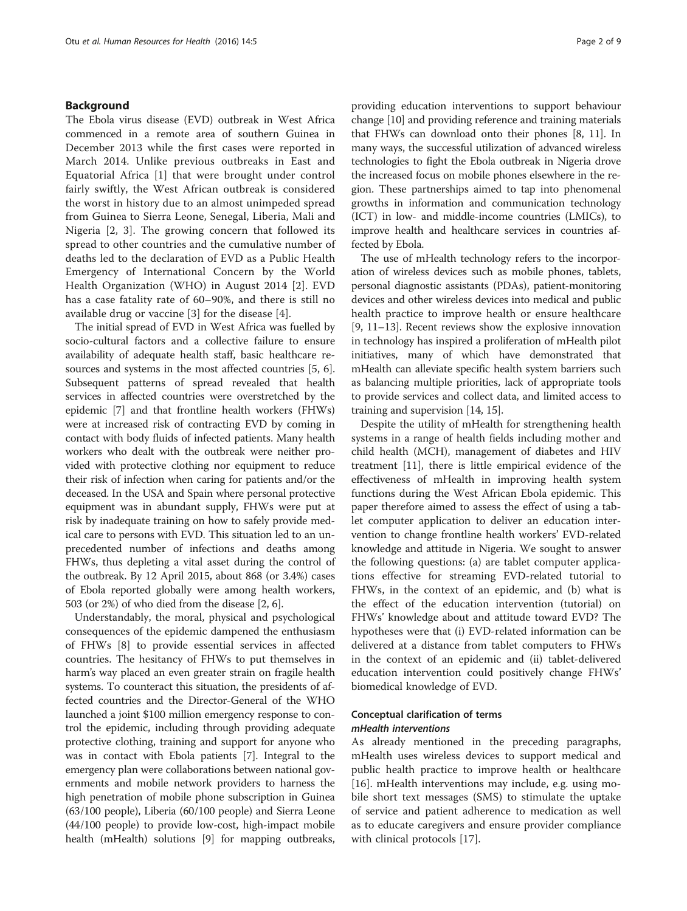## Background

The Ebola virus disease (EVD) outbreak in West Africa commenced in a remote area of southern Guinea in December 2013 while the first cases were reported in March 2014. Unlike previous outbreaks in East and Equatorial Africa [1] that were brought under control fairly swiftly, the West African outbreak is considered the worst in history due to an almost unimpeded spread from Guinea to Sierra Leone, Senegal, Liberia, Mali and Nigeria [2, 3]. The growing concern that followed its spread to other countries and the cumulative number of deaths led to the declaration of EVD as a Public Health Emergency of International Concern by the World Health Organization (WHO) in August 2014 [2]. EVD has a case fatality rate of 60–90%, and there is still no available drug or vaccine [3] for the disease [4].

The initial spread of EVD in West Africa was fuelled by socio-cultural factors and a collective failure to ensure availability of adequate health staff, basic healthcare resources and systems in the most affected countries [5, 6]. Subsequent patterns of spread revealed that health services in affected countries were overstretched by the epidemic [7] and that frontline health workers (FHWs) were at increased risk of contracting EVD by coming in contact with body fluids of infected patients. Many health workers who dealt with the outbreak were neither provided with protective clothing nor equipment to reduce their risk of infection when caring for patients and/or the deceased. In the USA and Spain where personal protective equipment was in abundant supply, FHWs were put at risk by inadequate training on how to safely provide medical care to persons with EVD. This situation led to an unprecedented number of infections and deaths among FHWs, thus depleting a vital asset during the control of the outbreak. By 12 April 2015, about 868 (or 3.4%) cases of Ebola reported globally were among health workers, 503 (or 2%) of who died from the disease [2, 6].

Understandably, the moral, physical and psychological consequences of the epidemic dampened the enthusiasm of FHWs [8] to provide essential services in affected countries. The hesitancy of FHWs to put themselves in harm's way placed an even greater strain on fragile health systems. To counteract this situation, the presidents of affected countries and the Director-General of the WHO launched a joint $100 million emergency response to control the epidemic, including through providing adequate protective clothing, training and support for anyone who was in contact with Ebola patients [7]. Integral to the emergency plan were collaborations between national governments and mobile network providers to harness the high penetration of mobile phone subscription in Guinea (63/100 people), Liberia (60/100 people) and Sierra Leone (44/100 people) to provide low-cost, high-impact mobile health (mHealth) solutions [9] for mapping outbreaks, providing education interventions to support behaviour change [10] and providing reference and training materials that FHWs can download onto their phones [8, 11]. In many ways, the successful utilization of advanced wireless technologies to fight the Ebola outbreak in Nigeria drove the increased focus on mobile phones elsewhere in the region. These partnerships aimed to tap into phenomenal growths in information and communication technology (ICT) in low- and middle-income countries (LMICs), to improve health and healthcare services in countries affected by Ebola.

The use of mHealth technology refers to the incorporation of wireless devices such as mobile phones, tablets, personal diagnostic assistants (PDAs), patient-monitoring devices and other wireless devices into medical and public health practice to improve health or ensure healthcare [9, 11–13]. Recent reviews show the explosive innovation in technology has inspired a proliferation of mHealth pilot initiatives, many of which have demonstrated that mHealth can alleviate specific health system barriers such as balancing multiple priorities, lack of appropriate tools to provide services and collect data, and limited access to training and supervision [14, 15].

Despite the utility of mHealth for strengthening health systems in a range of health fields including mother and child health (MCH), management of diabetes and HIV treatment [11], there is little empirical evidence of the effectiveness of mHealth in improving health system functions during the West African Ebola epidemic. This paper therefore aimed to assess the effect of using a tablet computer application to deliver an education intervention to change frontline health workers' EVD-related knowledge and attitude in Nigeria. We sought to answer the following questions: (a) are tablet computer applications effective for streaming EVD-related tutorial to FHWs, in the context of an epidemic, and (b) what is the effect of the education intervention (tutorial) on FHWs' knowledge about and attitude toward EVD? The hypotheses were that (i) EVD-related information can be delivered at a distance from tablet computers to FHWs in the context of an epidemic and (ii) tablet-delivered education intervention could positively change FHWs' biomedical knowledge of EVD.

## Conceptual clarification of terms

### *mHealth interventions*

As already mentioned in the preceding paragraphs, mHealth uses wireless devices to support medical and public health practice to improve health or healthcare [16]. mHealth interventions may include, e.g. using mobile short text messages (SMS) to stimulate the uptake of service and patient adherence to medication as well as to educate caregivers and ensure provider compliance with clinical protocols [17].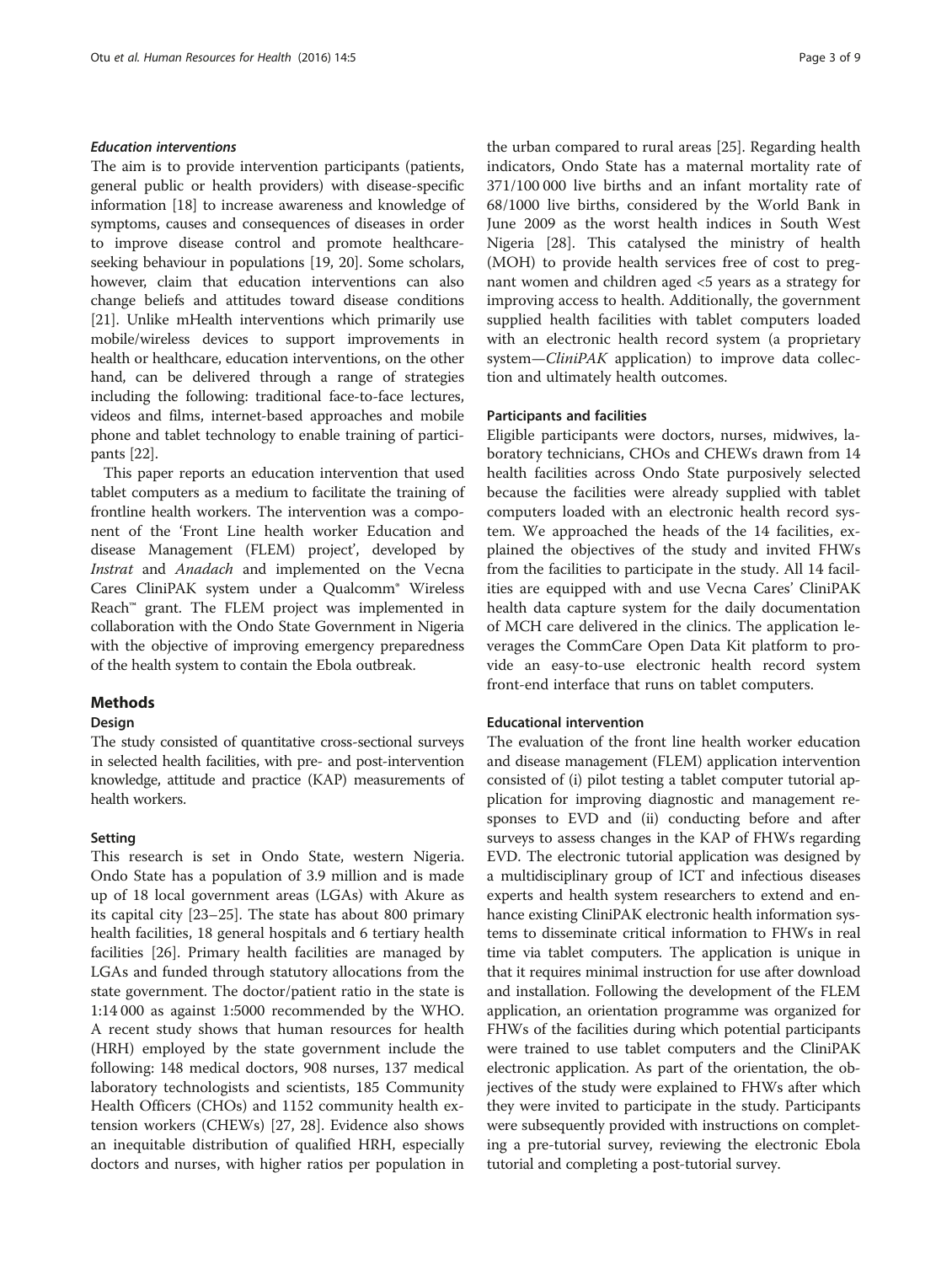### *Education interventions*

The aim is to provide intervention participants (patients, general public or health providers) with disease-specific information [18] to increase awareness and knowledge of symptoms, causes and consequences of diseases in order to improve disease control and promote healthcare-seeking behaviour in populations [19, 20]. Some scholars, however, claim that education interventions can also change beliefs and attitudes toward disease conditions [21]. Unlike mHealth interventions which primarily use mobile/wireless devices to support improvements in health or healthcare, education interventions, on the other hand, can be delivered through a range of strategies including the following: traditional face-to-face lectures, videos and films, internet-based approaches and mobile phone and tablet technology to enable training of participants [22].

This paper reports an education intervention that used tablet computers as a medium to facilitate the training of frontline health workers. The intervention was a component of the 'Front Line health worker Education and disease Management (FLEM) project', developed by *Instrat* and *Anadach* and implemented on the Vecna Cares CliniPAK system under a Qualcomm® Wireless Reach™ grant. The FLEM project was implemented in collaboration with the Ondo State Government in Nigeria with the objective of improving emergency preparedness of the health system to contain the Ebola outbreak.

## Methods

### Design

The study consisted of quantitative cross-sectional surveys in selected health facilities, with pre- and post-intervention knowledge, attitude and practice (KAP) measurements of health workers.

### Setting

This research is set in Ondo State, western Nigeria. Ondo State has a population of 3.9 million and is made up of 18 local government areas (LGAs) with Akure as its capital city [23–25]. The state has about 800 primary health facilities, 18 general hospitals and 6 tertiary health facilities [26]. Primary health facilities are managed by LGAs and funded through statutory allocations from the state government. The doctor/patient ratio in the state is 1:14 000 as against 1:5000 recommended by the WHO. A recent study shows that human resources for health (HRH) employed by the state government include the following: 148 medical doctors, 908 nurses, 137 medical laboratory technologists and scientists, 185 Community Health Officers (CHOs) and 1152 community health extension workers (CHEWs) [27, 28]. Evidence also shows an inequitable distribution of qualified HRH, especially doctors and nurses, with higher ratios per population in the urban compared to rural areas [25]. Regarding health indicators, Ondo State has a maternal mortality rate of 371/100 000 live births and an infant mortality rate of 68/1000 live births, considered by the World Bank in June 2009 as the worst health indices in South West Nigeria [28]. This catalysed the ministry of health (MOH) to provide health services free of cost to pregnant women and children aged <5 years as a strategy for improving access to health. Additionally, the government supplied health facilities with tablet computers loaded with an electronic health record system (a proprietary system—*CliniPAK* application) to improve data collection and ultimately health outcomes.

### Participants and facilities

Eligible participants were doctors, nurses, midwives, laboratory technicians, CHOs and CHEWs drawn from 14 health facilities across Ondo State purposively selected because the facilities were already supplied with tablet computers loaded with an electronic health record system. We approached the heads of the 14 facilities, explained the objectives of the study and invited FHWs from the facilities to participate in the study. All 14 facilities are equipped with and use Vecna Cares' CliniPAK health data capture system for the daily documentation of MCH care delivered in the clinics. The application leverages the CommCare Open Data Kit platform to provide an easy-to-use electronic health record system front-end interface that runs on tablet computers.

### Educational intervention

The evaluation of the front line health worker education and disease management (FLEM) application intervention consisted of (i) pilot testing a tablet computer tutorial application for improving diagnostic and management responses to EVD and (ii) conducting before and after surveys to assess changes in the KAP of FHWs regarding EVD. The electronic tutorial application was designed by a multidisciplinary group of ICT and infectious diseases experts and health system researchers to extend and enhance existing CliniPAK electronic health information systems to disseminate critical information to FHWs in real time via tablet computers. The application is unique in that it requires minimal instruction for use after download and installation. Following the development of the FLEM application, an orientation programme was organized for FHWs of the facilities during which potential participants were trained to use tablet computers and the CliniPAK electronic application. As part of the orientation, the objectives of the study were explained to FHWs after which they were invited to participate in the study. Participants were subsequently provided with instructions on completing a pre-tutorial survey, reviewing the electronic Ebola tutorial and completing a post-tutorial survey.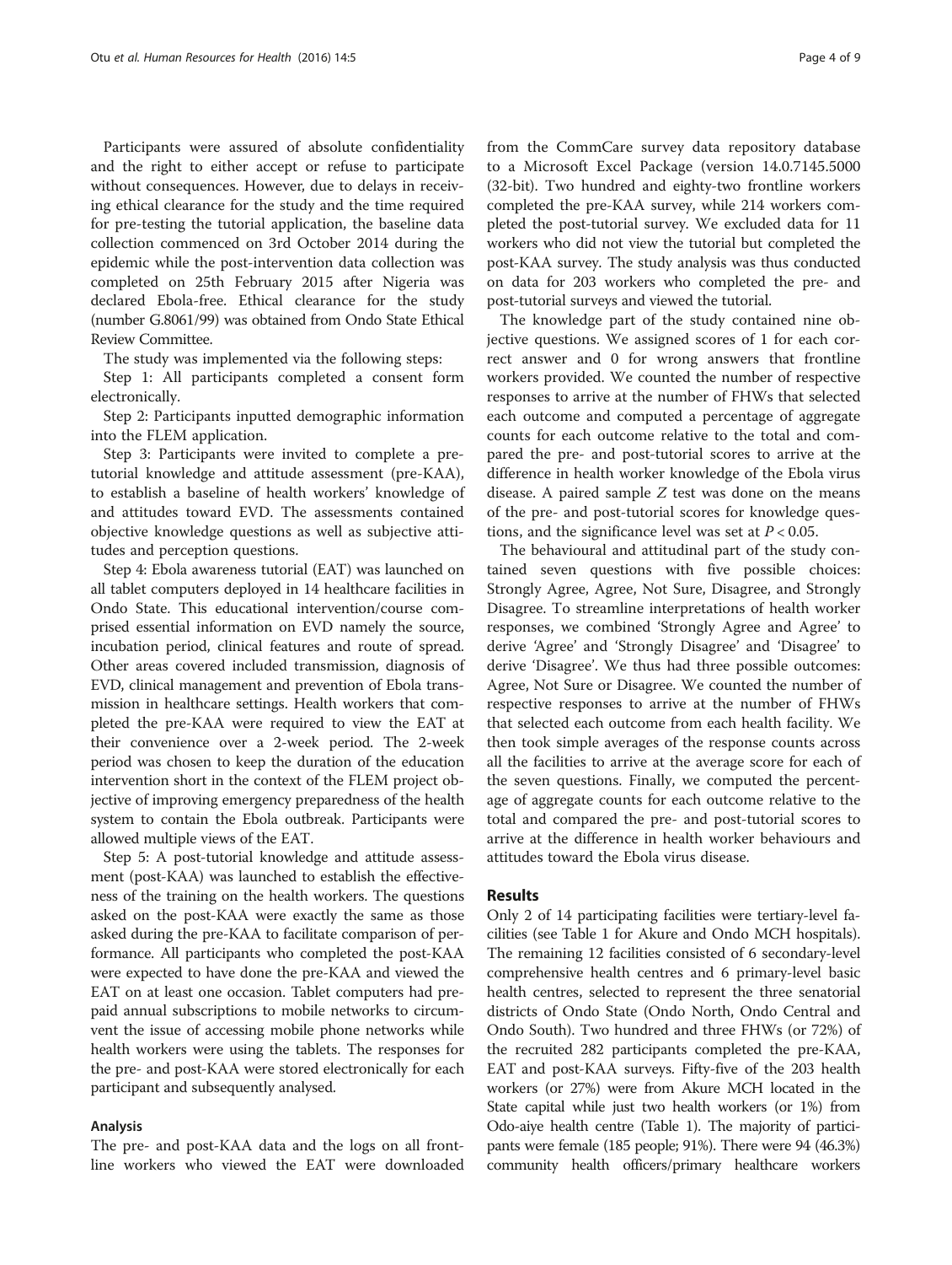Participants were assured of absolute confidentiality and the right to either accept or refuse to participate without consequences. However, due to delays in receiving ethical clearance for the study and the time required for pre-testing the tutorial application, the baseline data collection commenced on 3rd October 2014 during the epidemic while the post-intervention data collection was completed on 25th February 2015 after Nigeria was declared Ebola-free. Ethical clearance for the study (number G.8061/99) was obtained from Ondo State Ethical Review Committee.

The study was implemented via the following steps:

Step 1: All participants completed a consent form electronically.

Step 2: Participants inputted demographic information into the FLEM application.

Step 3: Participants were invited to complete a pre-tutorial knowledge and attitude assessment (pre-KAA), to establish a baseline of health workers' knowledge of and attitudes toward EVD. The assessments contained objective knowledge questions as well as subjective attitudes and perception questions.

Step 4: Ebola awareness tutorial (EAT) was launched on all tablet computers deployed in 14 healthcare facilities in Ondo State. This educational intervention/course comprised essential information on EVD namely the source, incubation period, clinical features and route of spread. Other areas covered included transmission, diagnosis of EVD, clinical management and prevention of Ebola transmission in healthcare settings. Health workers that completed the pre-KAA were required to view the EAT at their convenience over a 2-week period. The 2-week period was chosen to keep the duration of the education intervention short in the context of the FLEM project objective of improving emergency preparedness of the health system to contain the Ebola outbreak. Participants were allowed multiple views of the EAT.

Step 5: A post-tutorial knowledge and attitude assessment (post-KAA) was launched to establish the effectiveness of the training on the health workers. The questions asked on the post-KAA were exactly the same as those asked during the pre-KAA to facilitate comparison of performance. All participants who completed the post-KAA were expected to have done the pre-KAA and viewed the EAT on at least one occasion. Tablet computers had prepaid annual subscriptions to mobile networks to circumvent the issue of accessing mobile phone networks while health workers were using the tablets. The responses for the pre- and post-KAA were stored electronically for each participant and subsequently analysed.

### Analysis

The pre- and post-KAA data and the logs on all frontline workers who viewed the EAT were downloaded from the CommCare survey data repository database to a Microsoft Excel Package (version 14.0.7145.5000 (32-bit). Two hundred and eighty-two frontline workers completed the pre-KAA survey, while 214 workers completed the post-tutorial survey. We excluded data for 11 workers who did not view the tutorial but completed the post-KAA survey. The study analysis was thus conducted on data for 203 workers who completed the pre- and post-tutorial surveys and viewed the tutorial.

The knowledge part of the study contained nine objective questions. We assigned scores of 1 for each correct answer and 0 for wrong answers that frontline workers provided. We counted the number of respective responses to arrive at the number of FHWs that selected each outcome and computed a percentage of aggregate counts for each outcome relative to the total and compared the pre- and post-tutorial scores to arrive at the difference in health worker knowledge of the Ebola virus disease. A paired sample $Z$ test was done on the means of the pre- and post-tutorial scores for knowledge questions, and the significance level was set at $P < 0.05$.

The behavioural and attitudinal part of the study contained seven questions with five possible choices: Strongly Agree, Agree, Not Sure, Disagree, and Strongly Disagree. To streamline interpretations of health worker responses, we combined 'Strongly Agree and Agree' to derive 'Agree' and 'Strongly Disagree' and 'Disagree' to derive 'Disagree'. We thus had three possible outcomes: Agree, Not Sure or Disagree. We counted the number of respective responses to arrive at the number of FHWs that selected each outcome from each health facility. We then took simple averages of the response counts across all the facilities to arrive at the average score for each of the seven questions. Finally, we computed the percentage of aggregate counts for each outcome relative to the total and compared the pre- and post-tutorial scores to arrive at the difference in health worker behaviours and attitudes toward the Ebola virus disease.

## Results

Only 2 of 14 participating facilities were tertiary-level facilities (see Table 1 for Akure and Ondo MCH hospitals). The remaining 12 facilities consisted of 6 secondary-level comprehensive health centres and 6 primary-level basic health centres, selected to represent the three senatorial districts of Ondo State (Ondo North, Ondo Central and Ondo South). Two hundred and three FHWs (or 72%) of the recruited 282 participants completed the pre-KAA, EAT and post-KAA surveys. Fifty-five of the 203 health workers (or 27%) were from Akure MCH located in the State capital while just two health workers (or 1%) from Odo-aiye health centre (Table 1). The majority of participants were female (185 people; 91%). There were 94 (46.3%) community health officers/primary healthcare workers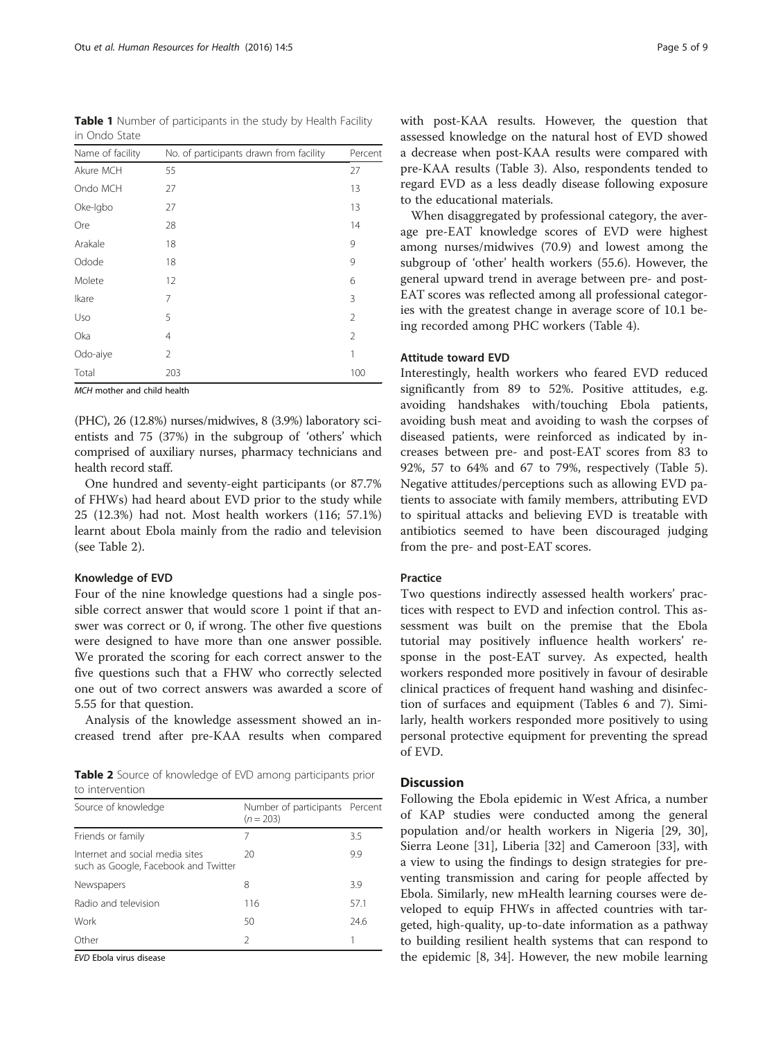**Table 1** Number of participants in the study by Health Facility in Ondo State

| Name of facility | No. of participants drawn from facility | Percent |
|---|---|---|
| Akure MCH | 55 | 27 |
| Ondo MCH | 27 | 13 |
| Oke-Igbo | 27 | 13 |
| Ore | 28 | 14 |
| Arakale | 18 | 9 |
| Odode | 18 | 9 |
| Molete | 12 | 6 |
| Ikare | 7 | 3 |
| Uso | 5 | 2 |
| Oka | 4 | 2 |
| Odo-aiye | 2 | 1 |
| Total | 203 | 100 |

*MCH* mother and child health

(PHC), 26 (12.8%) nurses/midwives, 8 (3.9%) laboratory scientists and 75 (37%) in the subgroup of 'others' which comprised of auxiliary nurses, pharmacy technicians and health record staff.

One hundred and seventy-eight participants (or 87.7% of FHWs) had heard about EVD prior to the study while 25 (12.3%) had not. Most health workers (116; 57.1%) learnt about Ebola mainly from the radio and television (see Table 2).

### Knowledge of EVD

Four of the nine knowledge questions had a single possible correct answer that would score 1 point if that answer was correct or 0, if wrong. The other five questions were designed to have more than one answer possible. We prorated the scoring for each correct answer to the five questions such that a FHW who correctly selected one out of two correct answers was awarded a score of 5.55 for that question.

Analysis of the knowledge assessment showed an increased trend after pre-KAA results when compared with post-KAA results. However, the question that assessed knowledge on the natural host of EVD showed a decrease when post-KAA results were compared with pre-KAA results (Table 3). Also, respondents tended to regard EVD as a less deadly disease following exposure to the educational materials.

When disaggregated by professional category, the average pre-EAT knowledge scores of EVD were highest among nurses/midwives (70.9) and lowest among the subgroup of 'other' health workers (55.6). However, the general upward trend in average between pre- and post-EAT scores was reflected among all professional categories with the greatest change in average score of 10.1 being recorded among PHC workers (Table 4).

**Table 2** Source of knowledge of EVD among participants prior to intervention

| Source of knowledge | Number of participants ($n = 203$) | Percent |
|---|---|---|
| Friends or family | 7 | 3.5 |
| Internet and social media sites such as Google, Facebook and Twitter | 20 | 9.9 |
| Newspapers | 8 | 3.9 |
| Radio and television | 116 | 57.1 |
| Work | 50 | 24.6 |
| Other | 2 | 1 |

*EVD* Ebola virus disease

### Attitude toward EVD

Interestingly, health workers who feared EVD reduced significantly from 89 to 52%. Positive attitudes, e.g. avoiding handshakes with/touching Ebola patients, avoiding bush meat and avoiding to wash the corpses of diseased patients, were reinforced as indicated by increases between pre- and post-EAT scores from 83 to 92%, 57 to 64% and 67 to 79%, respectively (Table 5). Negative attitudes/perceptions such as allowing EVD patients to associate with family members, attributing EVD to spiritual attacks and believing EVD is treatable with antibiotics seemed to have been discouraged judging from the pre- and post-EAT scores.

### Practice

Two questions indirectly assessed health workers' practices with respect to EVD and infection control. This assessment was built on the premise that the Ebola tutorial may positively influence health workers' response in the post-EAT survey. As expected, health workers responded more positively in favour of desirable clinical practices of frequent hand washing and disinfection of surfaces and equipment (Tables 6 and 7). Similarly, health workers responded more positively to using personal protective equipment for preventing the spread of EVD.

## Discussion

Following the Ebola epidemic in West Africa, a number of KAP studies were conducted among the general population and/or health workers in Nigeria [29, 30], Sierra Leone [31], Liberia [32] and Cameroon [33], with a view to using the findings to design strategies for preventing transmission and caring for people affected by Ebola. Similarly, new mHealth learning courses were developed to equip FHWs in affected countries with targeted, high-quality, up-to-date information as a pathway to building resilient health systems that can respond to the epidemic [8, 34]. However, the new mobile learning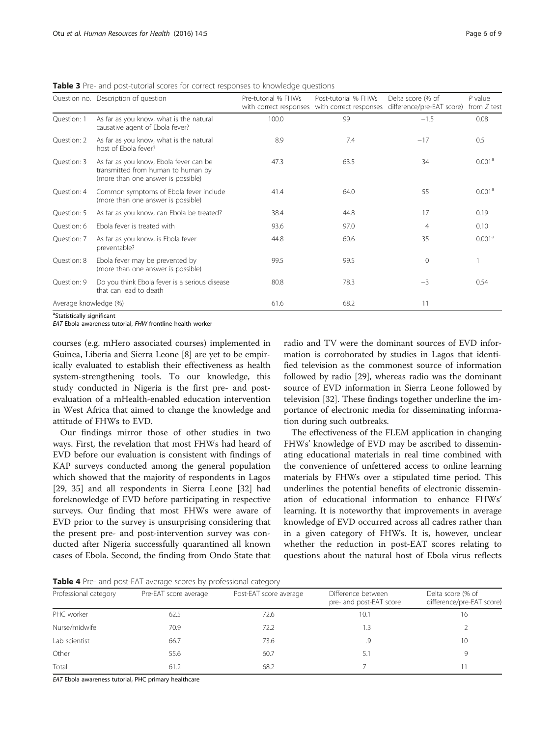**Table 3** Pre- and post-tutorial scores for correct responses to knowledge questions

| Question no. | Description of question | Pre-tutorial % FHWs with correct responses | Post-tutorial % FHWs with correct responses | Delta score (% of difference/pre-EAT score) | *P* value from *Z* test |
|---|---|---|---|---|---|
| Question: 1 | As far as you know, what is the natural causative agent of Ebola fever? | 100.0 | 99 | −1.5 | 0.08 |
| Question: 2 | As far as you know, what is the natural host of Ebola fever? | 8.9 | 7.4 | −17 | 0.5 |
| Question: 3 | As far as you know, Ebola fever can be transmitted from human to human by (more than one answer is possible) | 47.3 | 63.5 | 34 | 0.001[a] |
| Question: 4 | Common symptoms of Ebola fever include (more than one answer is possible) | 41.4 | 64.0 | 55 | 0.001[a] |
| Question: 5 | As far as you know, can Ebola be treated? | 38.4 | 44.8 | 17 | 0.19 |
| Question: 6 | Ebola fever is treated with | 93.6 | 97.0 | 4 | 0.10 |
| Question: 7 | As far as you know, is Ebola fever preventable? | 44.8 | 60.6 | 35 | 0.001[a] |
| Question: 8 | Ebola fever may be prevented by (more than one answer is possible) | 99.5 | 99.5 | 0 | 1 |
| Question: 9 | Do you think Ebola fever is a serious disease that can lead to death | 80.8 | 78.3 | −3 | 0.54 |
| Average knowledge (%) | | 61.6 | 68.2 | 11 | |

[a]Statistically significant

*EAT* Ebola awareness tutorial, *FHW* frontline health worker

courses (e.g. mHero associated courses) implemented in Guinea, Liberia and Sierra Leone [8] are yet to be empirically evaluated to establish their effectiveness as health system-strengthening tools. To our knowledge, this study conducted in Nigeria is the first pre- and post-evaluation of a mHealth-enabled education intervention in West Africa that aimed to change the knowledge and attitude of FHWs to EVD.

Our findings mirror those of other studies in two ways. First, the revelation that most FHWs had heard of EVD before our evaluation is consistent with findings of KAP surveys conducted among the general population which showed that the majority of respondents in Lagos [29, 35] and all respondents in Sierra Leone [32] had foreknowledge of EVD before participating in respective surveys. Our finding that most FHWs were aware of EVD prior to the survey is unsurprising considering that the present pre- and post-intervention survey was conducted after Nigeria successfully quarantined all known cases of Ebola. Second, the finding from Ondo State that radio and TV were the dominant sources of EVD information is corroborated by studies in Lagos that identified television as the commonest source of information followed by radio [29], whereas radio was the dominant source of EVD information in Sierra Leone followed by television [32]. These findings together underline the importance of electronic media for disseminating information during such outbreaks.

The effectiveness of the FLEM application in changing FHWs' knowledge of EVD may be ascribed to disseminating educational materials in real time combined with the convenience of unfettered access to online learning materials by FHWs over a stipulated time period. This underlines the potential benefits of electronic dissemination of educational information to enhance FHWs' learning. It is noteworthy that improvements in average knowledge of EVD occurred across all cadres rather than in a given category of FHWs. It is, however, unclear whether the reduction in post-EAT scores relating to questions about the natural host of Ebola virus reflects

**Table 4** Pre- and post-EAT average scores by professional category

| Professional category | Pre-EAT score average | Post-EAT score average | Difference between pre- and post-EAT score | Delta score (% of difference/pre-EAT score) |
|---|---|---|---|---|
| PHC worker | 62.5 | 72.6 | 10.1 | 16 |
| Nurse/midwife | 70.9 | 72.2 | 1.3 | 2 |
| Lab scientist | 66.7 | 73.6 | .9 | 10 |
| Other | 55.6 | 60.7 | 5.1 | 9 |
| Total | 61.2 | 68.2 | 7 | 11 |

*EAT* Ebola awareness tutorial, *PHC* primary healthcare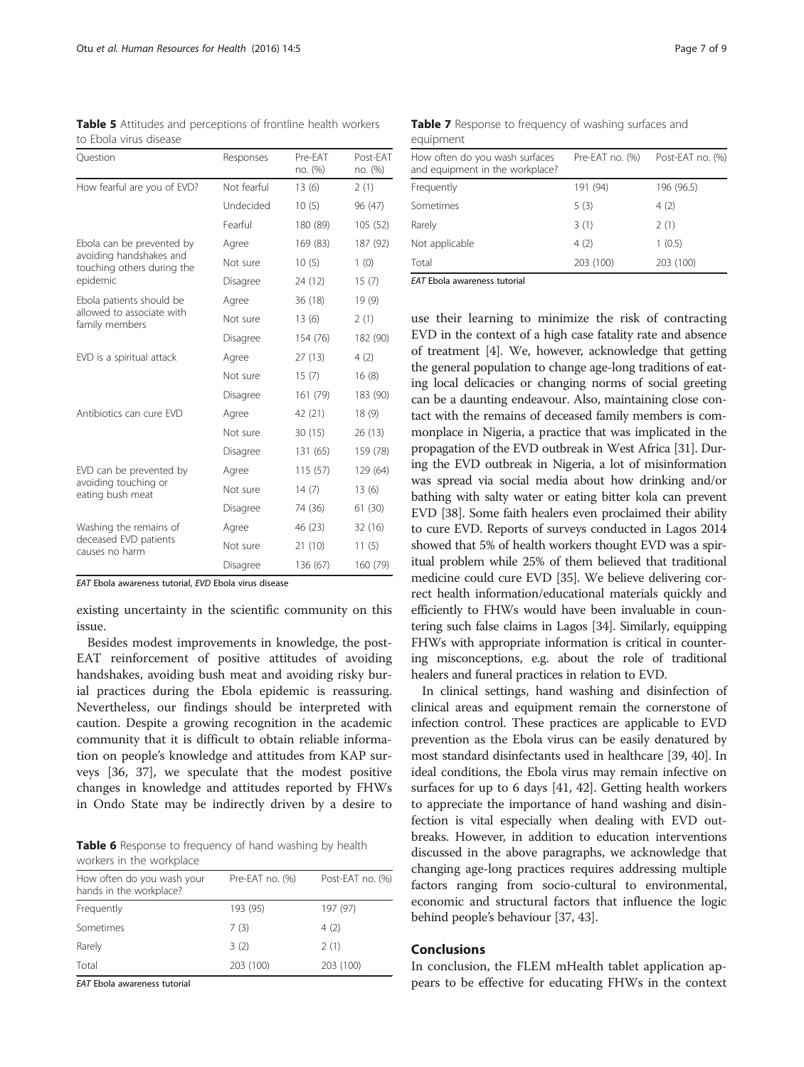**Table 5** Attitudes and perceptions of frontline health workers to Ebola virus disease

| Question | Responses | Pre-EAT no. (%) | Post-EAT no. (%) |
|---|---|---|---|
| How fearful are you of EVD? | Not fearful | 13 (6) | 2 (1) |
| | Undecided | 10 (5) | 96 (47) |
| | Fearful | 180 (89) | 105 (52) |
| Ebola can be prevented by avoiding handshakes and touching others during the epidemic | Agree | 169 (83) | 187 (92) |
| | Not sure | 10 (5) | 1 (0) |
| | Disagree | 24 (12) | 15 (7) |
| Ebola patients should be allowed to associate with family members | Agree | 36 (18) | 19 (9) |
| | Not sure | 13 (6) | 2 (1) |
| | Disagree | 154 (76) | 182 (90) |
| EVD is a spiritual attack | Agree | 27 (13) | 4 (2) |
| | Not sure | 15 (7) | 16 (8) |
| | Disagree | 161 (79) | 183 (90) |
| Antibiotics can cure EVD | Agree | 42 (21) | 18 (9) |
| | Not sure | 30 (15) | 26 (13) |
| | Disagree | 131 (65) | 159 (78) |
| EVD can be prevented by avoiding touching or eating bush meat | Agree | 115 (57) | 129 (64) |
| | Not sure | 14 (7) | 13 (6) |
| | Disagree | 74 (36) | 61 (30) |
| Washing the remains of deceased EVD patients causes no harm | Agree | 46 (23) | 32 (16) |
| | Not sure | 21 (10) | 11 (5) |
| | Disagree | 136 (67) | 160 (79) |

*EAT* Ebola awareness tutorial, *EVD* Ebola virus disease

existing uncertainty in the scientific community on this issue.

Besides modest improvements in knowledge, the post-EAT reinforcement of positive attitudes of avoiding handshakes, avoiding bush meat and avoiding risky burial practices during the Ebola epidemic is reassuring. Nevertheless, our findings should be interpreted with caution. Despite a growing recognition in the academic community that it is difficult to obtain reliable information on people's knowledge and attitudes from KAP surveys [36, 37], we speculate that the modest positive changes in knowledge and attitudes reported by FHWs in Ondo State may be indirectly driven by a desire to

**Table 6** Response to frequency of hand washing by health workers in the workplace

| How often do you wash your hands in the workplace? | Pre-EAT no. (%) | Post-EAT no. (%) |
|---|---|---|
| Frequently | 193 (95) | 197 (97) |
| Sometimes | 7 (3) | 4 (2) |
| Rarely | 3 (2) | 2 (1) |
| Total | 203 (100) | 203 (100) |

*EAT* Ebola awareness tutorial

**Table 7** Response to frequency of washing surfaces and equipment

| How often do you wash surfaces and equipment in the workplace? | Pre-EAT no. (%) | Post-EAT no. (%) |
|---|---|---|
| Frequently | 191 (94) | 196 (96.5) |
| Sometimes | 5 (3) | 4 (2) |
| Rarely | 3 (1) | 2 (1) |
| Not applicable | 4 (2) | 1 (0.5) |
| Total | 203 (100) | 203 (100) |

*EAT* Ebola awareness tutorial

use their learning to minimize the risk of contracting EVD in the context of a high case fatality rate and absence of treatment [4]. We, however, acknowledge that getting the general population to change age-long traditions of eating local delicacies or changing norms of social greeting can be a daunting endeavour. Also, maintaining close contact with the remains of deceased family members is commonplace in Nigeria, a practice that was implicated in the propagation of the EVD outbreak in West Africa [31]. During the EVD outbreak in Nigeria, a lot of misinformation was spread via social media about how drinking and/or bathing with salty water or eating bitter kola can prevent EVD [38]. Some faith healers even proclaimed their ability to cure EVD. Reports of surveys conducted in Lagos 2014 showed that 5% of health workers thought EVD was a spiritual problem while 25% of them believed that traditional medicine could cure EVD [35]. We believe delivering correct health information/educational materials quickly and efficiently to FHWs would have been invaluable in countering such false claims in Lagos [34]. Similarly, equipping FHWs with appropriate information is critical in countering misconceptions, e.g. about the role of traditional healers and funeral practices in relation to EVD.

In clinical settings, hand washing and disinfection of clinical areas and equipment remain the cornerstone of infection control. These practices are applicable to EVD prevention as the Ebola virus can be easily denatured by most standard disinfectants used in healthcare [39, 40]. In ideal conditions, the Ebola virus may remain infective on surfaces for up to 6 days [41, 42]. Getting health workers to appreciate the importance of hand washing and disinfection is vital especially when dealing with EVD outbreaks. However, in addition to education interventions discussed in the above paragraphs, we acknowledge that changing age-long practices requires addressing multiple factors ranging from socio-cultural to environmental, economic and structural factors that influence the logic behind people's behaviour [37, 43].

## Conclusions

In conclusion, the FLEM mHealth tablet application appears to be effective for educating FHWs in the context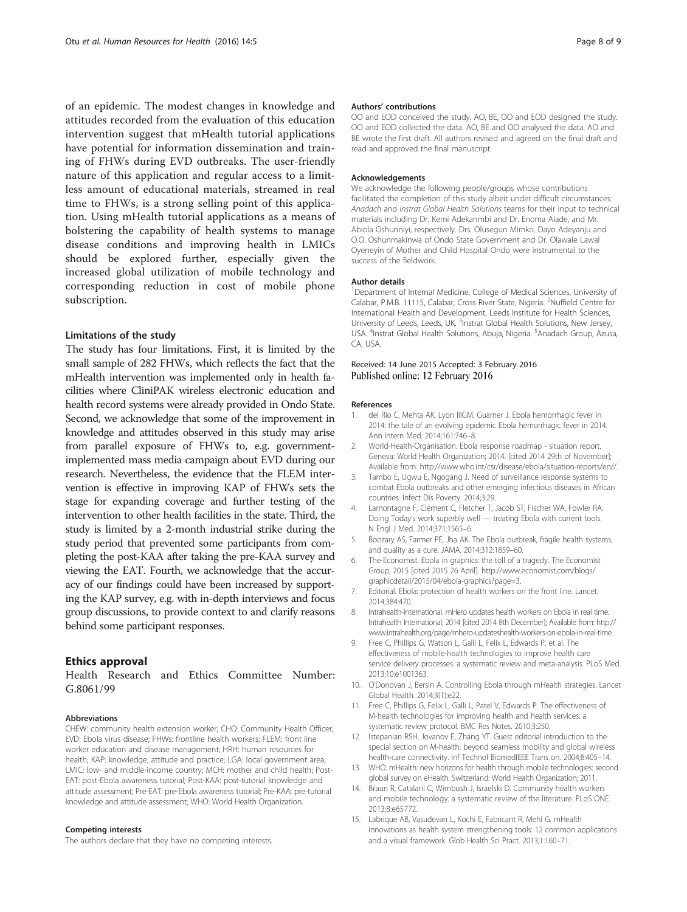of an epidemic. The modest changes in knowledge and attitudes recorded from the evaluation of this education intervention suggest that mHealth tutorial applications have potential for information dissemination and training of FHWs during EVD outbreaks. The user-friendly nature of this application and regular access to a limitless amount of educational materials, streamed in real time to FHWs, is a strong selling point of this application. Using mHealth tutorial applications as a means of bolstering the capability of health systems to manage disease conditions and improving health in LMICs should be explored further, especially given the increased global utilization of mobile technology and corresponding reduction in cost of mobile phone subscription.

### Limitations of the study

The study has four limitations. First, it is limited by the small sample of 282 FHWs, which reflects the fact that the mHealth intervention was implemented only in health facilities where CliniPAK wireless electronic education and health record systems were already provided in Ondo State. Second, we acknowledge that some of the improvement in knowledge and attitudes observed in this study may arise from parallel exposure of FHWs to, e.g. government-implemented mass media campaign about EVD during our research. Nevertheless, the evidence that the FLEM intervention is effective in improving KAP of FHWs sets the stage for expanding coverage and further testing of the intervention to other health facilities in the state. Third, the study is limited by a 2-month industrial strike during the study period that prevented some participants from completing the post-KAA after taking the pre-KAA survey and viewing the EAT. Fourth, we acknowledge that the accuracy of our findings could have been increased by supporting the KAP survey, e.g. with in-depth interviews and focus group discussions, to provide context to and clarify reasons behind some participant responses.

## Ethics approval

Health Research and Ethics Committee Number: G.8061/99

#### Abbreviations

CHEW: community health extension worker; CHO: Community Health Officer; EVD: Ebola virus disease; FHWs: frontline health workers; FLEM: front line worker education and disease management; HRH: human resources for health; KAP: knowledge, attitude and practice; LGA: local government area; LMIC: low- and middle-income country; MCH: mother and child health; Post-EAT: post-Ebola awareness tutorial; Post-KAA: post-tutorial knowledge and attitude assessment; Pre-EAT: pre-Ebola awareness tutorial; Pre-KAA: pre-tutorial knowledge and attitude assessment; WHO: World Health Organization.

#### Competing interests

The authors declare that they have no competing interests.

#### Authors' contributions

OO and EOD conceived the study. AO, BE, OO and EOD designed the study. OO and EOD collected the data. AO, BE and OO analysed the data. AO and BE wrote the first draft. All authors revised and agreed on the final draft and read and approved the final manuscript.

#### Acknowledgements

We acknowledge the following people/groups whose contributions facilitated the completion of this study albeit under difficult circumstances: *Anadach* and *Instrat Global Health Solutions* teams for their input to technical materials including Dr. Kemi Adekanmbi and Dr. Enoma Alade, and Mr. Abiola Oshunniyi, respectively. Drs. Olusegun Mimko, Dayo Adeyanju and O.O. Oshunmakinwa of Ondo State Government and Dr. Olawale Lawal Oyeneyin of Mother and Child Hospital Ondo were instrumental to the success of the fieldwork.

#### Author details

[1]Department of Internal Medicine, College of Medical Sciences, University of Calabar, P.M.B. 11115, Calabar, Cross River State, Nigeria. [2]Nuffield Centre for International Health and Development, Leeds Institute for Health Sciences, University of Leeds, Leeds, UK. [3]Instrat Global Health Solutions, New Jersey, USA. [4]Instrat Global Health Solutions, Abuja, Nigeria. [5]Anadach Group, Azusa, CA, USA.

Received: 14 June 2015 Accepted: 3 February 2016
Published online: 12 February 2016

#### References

1. del Rio C, Mehta AK, Lyon IIIGM, Guarner J. Ebola hemorrhagic fever in 2014: the tale of an evolving epidemic Ebola hemorrhagic fever in 2014. Ann Intern Med. 2014;161:746–8.
2. World-Health-Organisation. Ebola response roadmap - situation report. Geneva: World Health Organization; 2014. [cited 2014 29th of November]; Available from: http://www.who.int/csr/disease/ebola/situation-reports/en//.
3. Tambo E, Ugwu E, Ngogang J. Need of surveillance response systems to combat Ebola outbreaks and other emerging infectious diseases in African countries. Infect Dis Poverty. 2014;3:29.
4. Lamontagne F, Clément C, Fletcher T, Jacob ST, Fischer WA, Fowler RA. Doing Today's work superbly well — treating Ebola with current tools. N Engl J Med. 2014;371:1565–6.
5. Boozary AS, Farmer PE, Jha AK. The Ebola outbreak, fragile health systems, and quality as a cure. JAMA. 2014;312:1859–60.
6. The-Economist. Ebola in graphics: the toll of a tragedy. The Economist Group; 2015 [cited 2015 26 April]. http://www.economist.com/blogs/graphicdetail/2015/04/ebola-graphics?page=3.
7. Editorial. Ebola: protection of health workers on the front line. Lancet. 2014;384:470.
8. Intrahealth-International. mHero updates health workers on Ebola in real time. Intrahealth International; 2014 [cited 2014 8th December]; Available from: http://www.intrahealth.org/page/mhero-updateshealth-workers-on-ebola-in-real-time.
9. Free C, Phillips G, Watson L, Galli L, Felix L, Edwards P, et al. The effectiveness of mobile-health technologies to improve health care service delivery processes: a systematic review and meta-analysis. PLoS Med. 2013;10:e1001363.
10. O'Donovan J, Bersin A. Controlling Ebola through mHealth strategies. Lancet Global Health. 2014;3(1):e22.
11. Free C, Phillips G, Felix L, Galli L, Patel V, Edwards P. The effectiveness of M-health technologies for improving health and health services: a systematic review protocol. BMC Res Notes. 2010;3:250.
12. Istepanian RSH, Jovanov E, Zhang YT. Guest editorial introduction to the special section on M-health: beyond seamless mobility and global wireless health-care connectivity. Inf Technol BiomedIEEE Trans on. 2004;8:405–14.
13. WHO. mHealth: new horizons for health through mobile technologies: second global survey on eHealth. Switzerland: World Health Organization; 2011.
14. Braun R, Catalani C, Wimbush J, Israelski D. Community health workers and mobile technology: a systematic review of the literature. PLoS ONE. 2013;8:e65772.
15. Labrique AB, Vasudevan L, Kochi E, Fabricant R, Mehl G. mHealth innovations as health system strengthening tools: 12 common applications and a visual framework. Glob Health Sci Pract. 2013;1:160–71.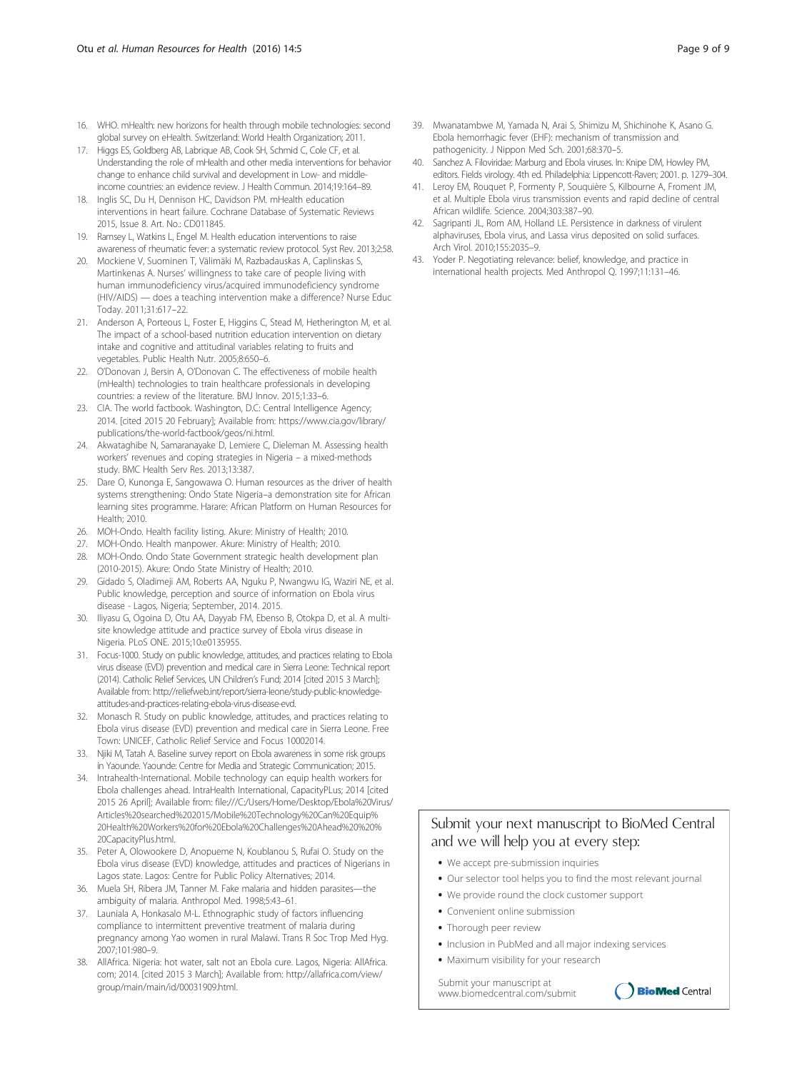16. WHO. mHealth: new horizons for health through mobile technologies: second global survey on eHealth. Switzerland: World Health Organization; 2011.
17. Higgs ES, Goldberg AB, Labrique AB, Cook SH, Schmid C, Cole CF, et al. Understanding the role of mHealth and other media interventions for behavior change to enhance child survival and development in Low- and middle-income countries: an evidence review. J Health Commun. 2014;19:164–89.
18. Inglis SC, Du H, Dennison HC, Davidson PM. mHealth education interventions in heart failure. Cochrane Database of Systematic Reviews 2015, Issue 8. Art. No.: CD011845.
19. Ramsey L, Watkins L, Engel M. Health education interventions to raise awareness of rheumatic fever: a systematic review protocol. Syst Rev. 2013;2:58.
20. Mockiene V, Suominen T, Välimäki M, Razbadauskas A, Caplinskas S, Martinkenas A. Nurses' willingness to take care of people living with human immunodeficiency virus/acquired immunodeficiency syndrome (HIV/AIDS) — does a teaching intervention make a difference? Nurse Educ Today. 2011;31:617–22.
21. Anderson A, Porteous L, Foster E, Higgins C, Stead M, Hetherington M, et al. The impact of a school-based nutrition education intervention on dietary intake and cognitive and attitudinal variables relating to fruits and vegetables. Public Health Nutr. 2005;8:650–6.
22. O'Donovan J, Bersin A, O'Donovan C. The effectiveness of mobile health (mHealth) technologies to train healthcare professionals in developing countries: a review of the literature. BMJ Innov. 2015;1:33–6.
23. CIA. The world factbook. Washington, D.C: Central Intelligence Agency; 2014. [cited 2015 20 February]; Available from: https://www.cia.gov/library/publications/the-world-factbook/geos/ni.html.
24. Akwataghibe N, Samaranayake D, Lemiere C, Dieleman M. Assessing health workers' revenues and coping strategies in Nigeria – a mixed-methods study. BMC Health Serv Res. 2013;13:387.
25. Dare O, Kunonga E, Sangowawa O. Human resources as the driver of health systems strengthening: Ondo State Nigeria–a demonstration site for African learning sites programme. Harare: African Platform on Human Resources for Health; 2010.
26. MOH-Ondo. Health facility listing. Akure: Ministry of Health; 2010.
27. MOH-Ondo. Health manpower. Akure: Ministry of Health; 2010.
28. MOH-Ondo. Ondo State Government strategic health development plan (2010-2015). Akure: Ondo State Ministry of Health; 2010.
29. Gidado S, Oladimeji AM, Roberts AA, Nguku P, Nwangwu IG, Waziri NE, et al. Public knowledge, perception and source of information on Ebola virus disease - Lagos, Nigeria; September, 2014. 2015.
30. Iliyasu G, Ogoina D, Otu AA, Dayyab FM, Ebenso B, Otokpa D, et al. A multi-site knowledge attitude and practice survey of Ebola virus disease in Nigeria. PLoS ONE. 2015;10:e0135955.
31. Focus-1000. Study on public knowledge, attitudes, and practices relating to Ebola virus disease (EVD) prevention and medical care in Sierra Leone: Technical report (2014). Catholic Relief Services, UN Children's Fund; 2014 [cited 2015 3 March]; Available from: http://reliefweb.int/report/sierra-leone/study-public-knowledge-attitudes-and-practices-relating-ebola-virus-disease-evd.
32. Monasch R. Study on public knowledge, attitudes, and practices relating to Ebola virus disease (EVD) prevention and medical care in Sierra Leone. Free Town: UNICEF, Catholic Relief Service and Focus 10002014.
33. Njiki M, Tatah A. Baseline survey report on Ebola awareness in some risk groups in Yaounde. Yaounde: Centre for Media and Strategic Communication; 2015.
34. Intrahealth-International. Mobile technology can equip health workers for Ebola challenges ahead. IntraHealth International, CapacityPLus; 2014 [cited 2015 26 April]; Available from: file:///C:/Users/Home/Desktop/Ebola%20Virus/Articles%20searched%202015/Mobile%20Technology%20Can%20Equip%20Health%20Workers%20for%20Ebola%20Challenges%20Ahead%20%20%20CapacityPlus.html.
35. Peter A, Olowookere D, Anopueme N, Koublanou S, Rufai O. Study on the Ebola virus disease (EVD) knowledge, attitudes and practices of Nigerians in Lagos state. Lagos: Centre for Public Policy Alternatives; 2014.
36. Muela SH, Ribera JM, Tanner M. Fake malaria and hidden parasites—the ambiguity of malaria. Anthropol Med. 1998;5:43–61.
37. Launiala A, Honkasalo M-L. Ethnographic study of factors influencing compliance to intermittent preventive treatment of malaria during pregnancy among Yao women in rural Malawi. Trans R Soc Trop Med Hyg. 2007;101:980–9.
38. AllAfrica. Nigeria: hot water, salt not an Ebola cure. Lagos, Nigeria: AllAfrica.com; 2014. [cited 2015 3 March]; Available from: http://allafrica.com/view/group/main/main/id/00031909.html.
39. Mwanatambwe M, Yamada N, Arai S, Shimizu M, Shichinohe K, Asano G. Ebola hemorrhagic fever (EHF): mechanism of transmission and pathogenicity. J Nippon Med Sch. 2001;68:370–5.
40. Sanchez A. Filoviridae: Marburg and Ebola viruses. In: Knipe DM, Howley PM, editors. Fields virology. 4th ed. Philadelphia: Lippencott-Raven; 2001. p. 1279–304.
41. Leroy EM, Rouquet P, Formenty P, Souquière S, Kilbourne A, Froment JM, et al. Multiple Ebola virus transmission events and rapid decline of central African wildlife. Science. 2004;303:387–90.
42. Sagripanti JL, Rom AM, Holland LE. Persistence in darkness of virulent alphaviruses, Ebola virus, and Lassa virus deposited on solid surfaces. Arch Virol. 2010;155:2035–9.
43. Yoder P. Negotiating relevance: belief, knowledge, and practice in international health projects. Med Anthropol Q. 1997;11:131–46.

Submit your next manuscript to BioMed Central and we will help you at every step:

- We accept pre-submission inquiries
- Our selector tool helps you to find the most relevant journal
- We provide round the clock customer support
- Convenient online submission
- Thorough peer review
- Inclusion in PubMed and all major indexing services
- Maximum visibility for your research

Submit your manuscript at
www.biomedcentral.com/submit

BioMed Central